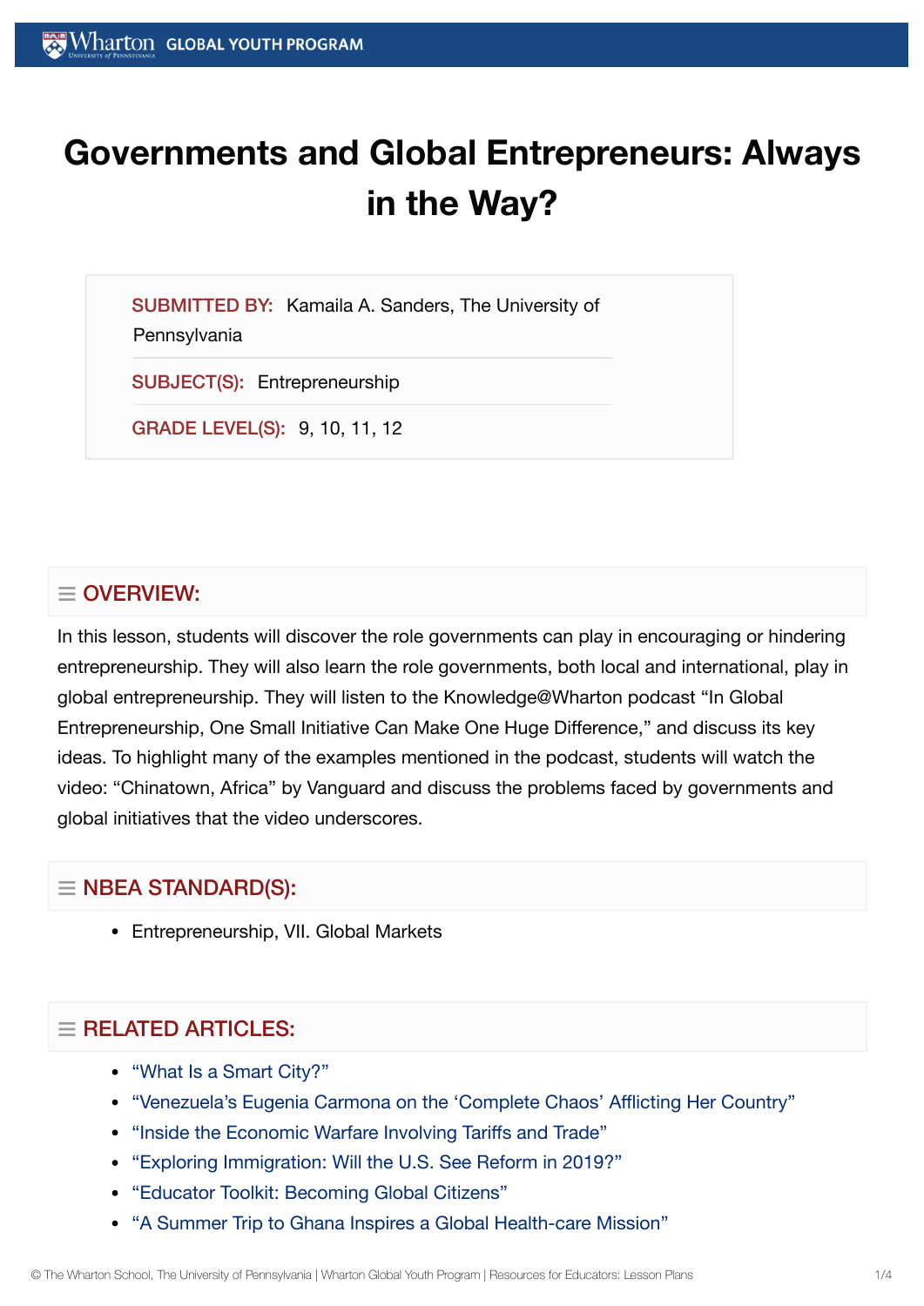# Governments and Global Entrepreneurs: Always in the Way?

**SUBMITTED BY:** Kamaila A. Sanders, The University of Pennsylvania

**SUBJECT(S):** Entrepreneurship

**GRADE LEVEL(S):** 9, 10, 11, 12

## OVERVIEW:

In this lesson, students will discover the role governments can play in encouraging or hindering entrepreneurship. They will also learn the role governments, both local and international, play in global entrepreneurship. They will listen to the Knowledge@Wharton podcast "In Global Entrepreneurship, One Small Initiative Can Make One Huge Difference," and discuss its key ideas. To highlight many of the examples mentioned in the podcast, students will watch the video: "Chinatown, Africa" by Vanguard and discuss the problems faced by governments and global initiatives that the video underscores.

## NBEA STANDARD(S):

- Entrepreneurship, VII. Global Markets

## RELATED ARTICLES:

- "What Is a Smart City?"
- "Venezuela's Eugenia Carmona on the 'Complete Chaos' Afflicting Her Country"
- "Inside the Economic Warfare Involving Tariffs and Trade"
- "Exploring Immigration: Will the U.S. See Reform in 2019?"
- "Educator Toolkit: Becoming Global Citizens"
- "A Summer Trip to Ghana Inspires a Global Health-care Mission"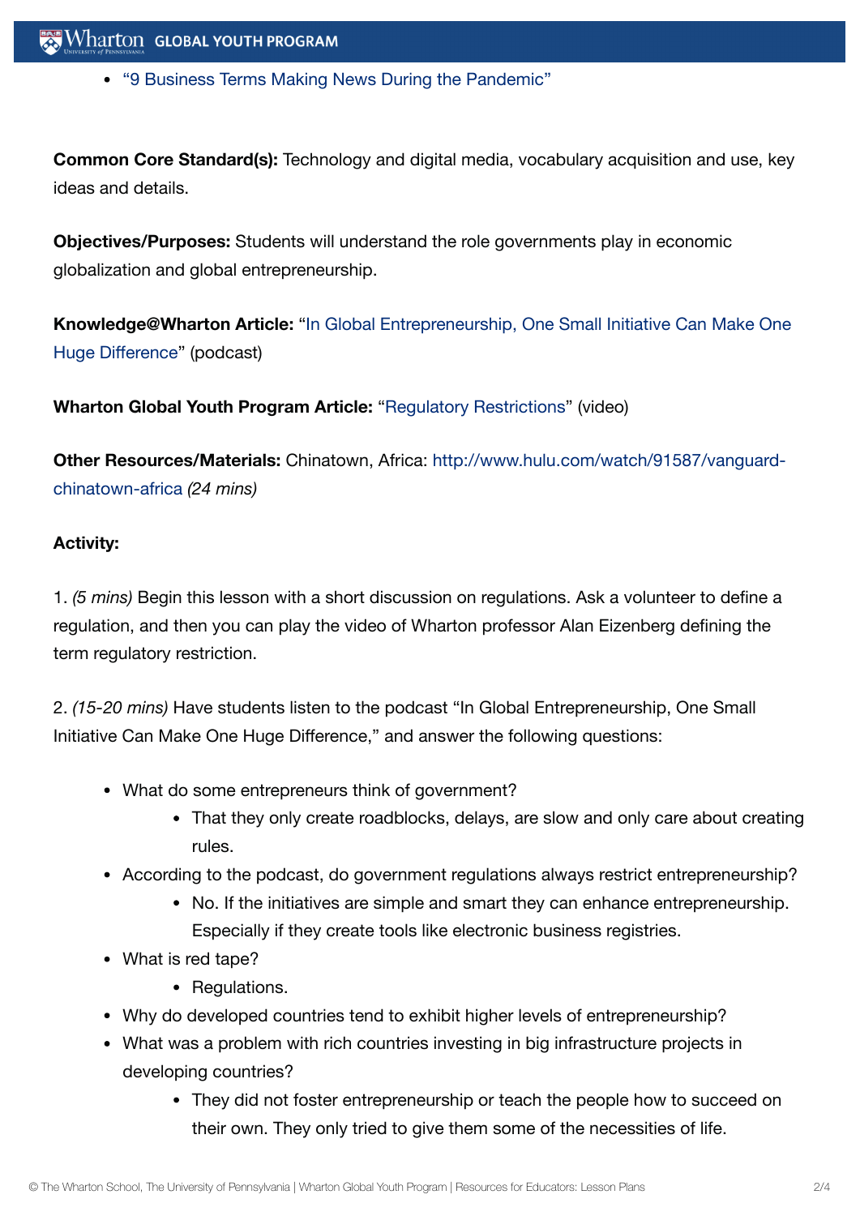- "9 Business Terms Making News During the Pandemic"

**Common Core Standard(s):** Technology and digital media, vocabulary acquisition and use, key ideas and details.

**Objectives/Purposes:** Students will understand the role governments play in economic globalization and global entrepreneurship.

**Knowledge@Wharton Article:** "In Global Entrepreneurship, One Small Initiative Can Make One Huge Difference" (podcast)

**Wharton Global Youth Program Article:** "Regulatory Restrictions" (video)

**Other Resources/Materials:** Chinatown, Africa: http://www.hulu.com/watch/91587/vanguard-chinatown-africa *(24 mins)*

**Activity:**

1. *(5 mins)* Begin this lesson with a short discussion on regulations. Ask a volunteer to define a regulation, and then you can play the video of Wharton professor Alan Eizenberg defining the term regulatory restriction.

2. *(15-20 mins)* Have students listen to the podcast "In Global Entrepreneurship, One Small Initiative Can Make One Huge Difference," and answer the following questions:

   - What do some entrepreneurs think of government?
     - That they only create roadblocks, delays, are slow and only care about creating rules.
   - According to the podcast, do government regulations always restrict entrepreneurship?
     - No. If the initiatives are simple and smart they can enhance entrepreneurship. Especially if they create tools like electronic business registries.
   - What is red tape?
     - Regulations.
   - Why do developed countries tend to exhibit higher levels of entrepreneurship?
   - What was a problem with rich countries investing in big infrastructure projects in developing countries?
     - They did not foster entrepreneurship or teach the people how to succeed on their own. They only tried to give them some of the necessities of life.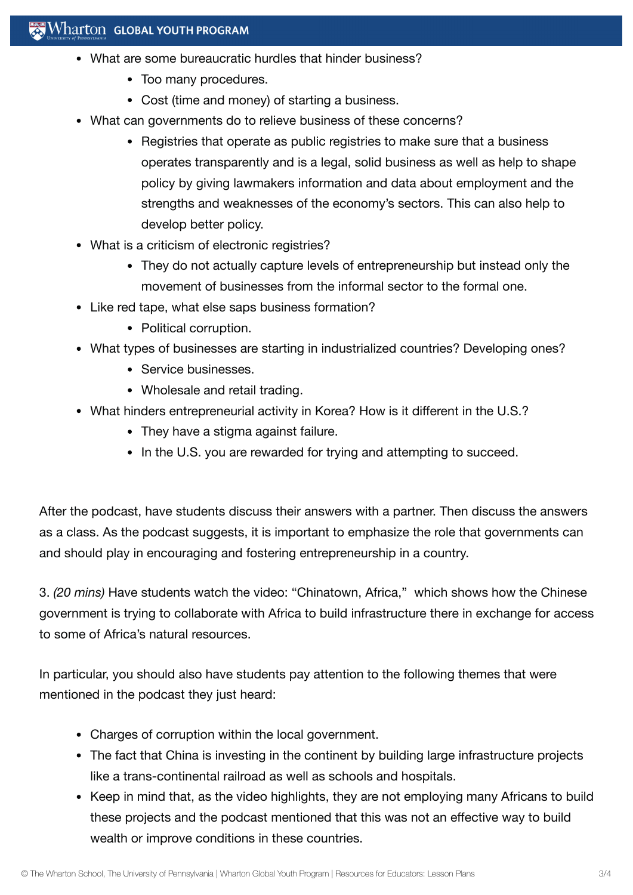- What are some bureaucratic hurdles that hinder business?
    - Too many procedures.
    - Cost (time and money) of starting a business.
- What can governments do to relieve business of these concerns?
    - Registries that operate as public registries to make sure that a business operates transparently and is a legal, solid business as well as help to shape policy by giving lawmakers information and data about employment and the strengths and weaknesses of the economy's sectors. This can also help to develop better policy.
- What is a criticism of electronic registries?
    - They do not actually capture levels of entrepreneurship but instead only the movement of businesses from the informal sector to the formal one.
- Like red tape, what else saps business formation?
    - Political corruption.
- What types of businesses are starting in industrialized countries? Developing ones?
    - Service businesses.
    - Wholesale and retail trading.
- What hinders entrepreneurial activity in Korea? How is it different in the U.S.?
    - They have a stigma against failure.
    - In the U.S. you are rewarded for trying and attempting to succeed.

After the podcast, have students discuss their answers with a partner. Then discuss the answers as a class. As the podcast suggests, it is important to emphasize the role that governments can and should play in encouraging and fostering entrepreneurship in a country.

3. *(20 mins)* Have students watch the video: "Chinatown, Africa," which shows how the Chinese government is trying to collaborate with Africa to build infrastructure there in exchange for access to some of Africa's natural resources.

In particular, you should also have students pay attention to the following themes that were mentioned in the podcast they just heard:

- Charges of corruption within the local government.
- The fact that China is investing in the continent by building large infrastructure projects like a trans-continental railroad as well as schools and hospitals.
- Keep in mind that, as the video highlights, they are not employing many Africans to build these projects and the podcast mentioned that this was not an effective way to build wealth or improve conditions in these countries.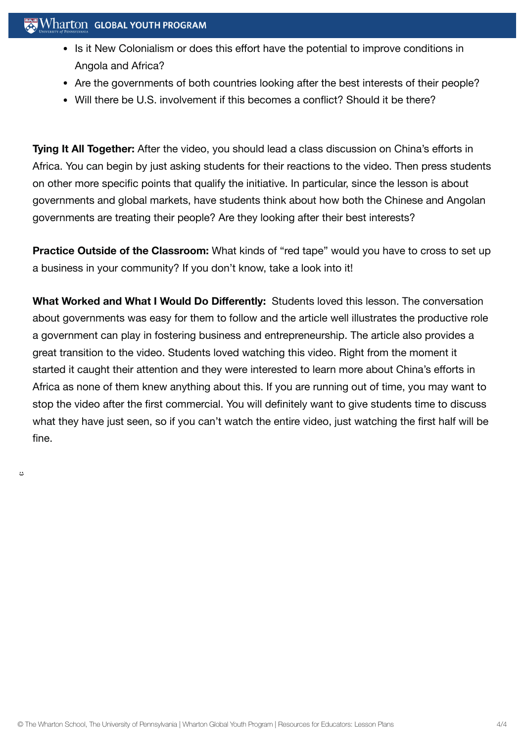- Is it New Colonialism or does this effort have the potential to improve conditions in Angola and Africa?
- Are the governments of both countries looking after the best interests of their people?
- Will there be U.S. involvement if this becomes a conflict? Should it be there?

**Tying It All Together:** After the video, you should lead a class discussion on China's efforts in Africa. You can begin by just asking students for their reactions to the video. Then press students on other more specific points that qualify the initiative. In particular, since the lesson is about governments and global markets, have students think about how both the Chinese and Angolan governments are treating their people? Are they looking after their best interests?

**Practice Outside of the Classroom:** What kinds of "red tape" would you have to cross to set up a business in your community? If you don't know, take a look into it!

**What Worked and What I Would Do Differently:** Students loved this lesson. The conversation about governments was easy for them to follow and the article well illustrates the productive role a government can play in fostering business and entrepreneurship. The article also provides a great transition to the video. Students loved watching this video. Right from the moment it started it caught their attention and they were interested to learn more about China's efforts in Africa as none of them knew anything about this. If you are running out of time, you may want to stop the video after the first commercial. You will definitely want to give students time to discuss what they have just seen, so if you can't watch the entire video, just watching the first half will be fine.